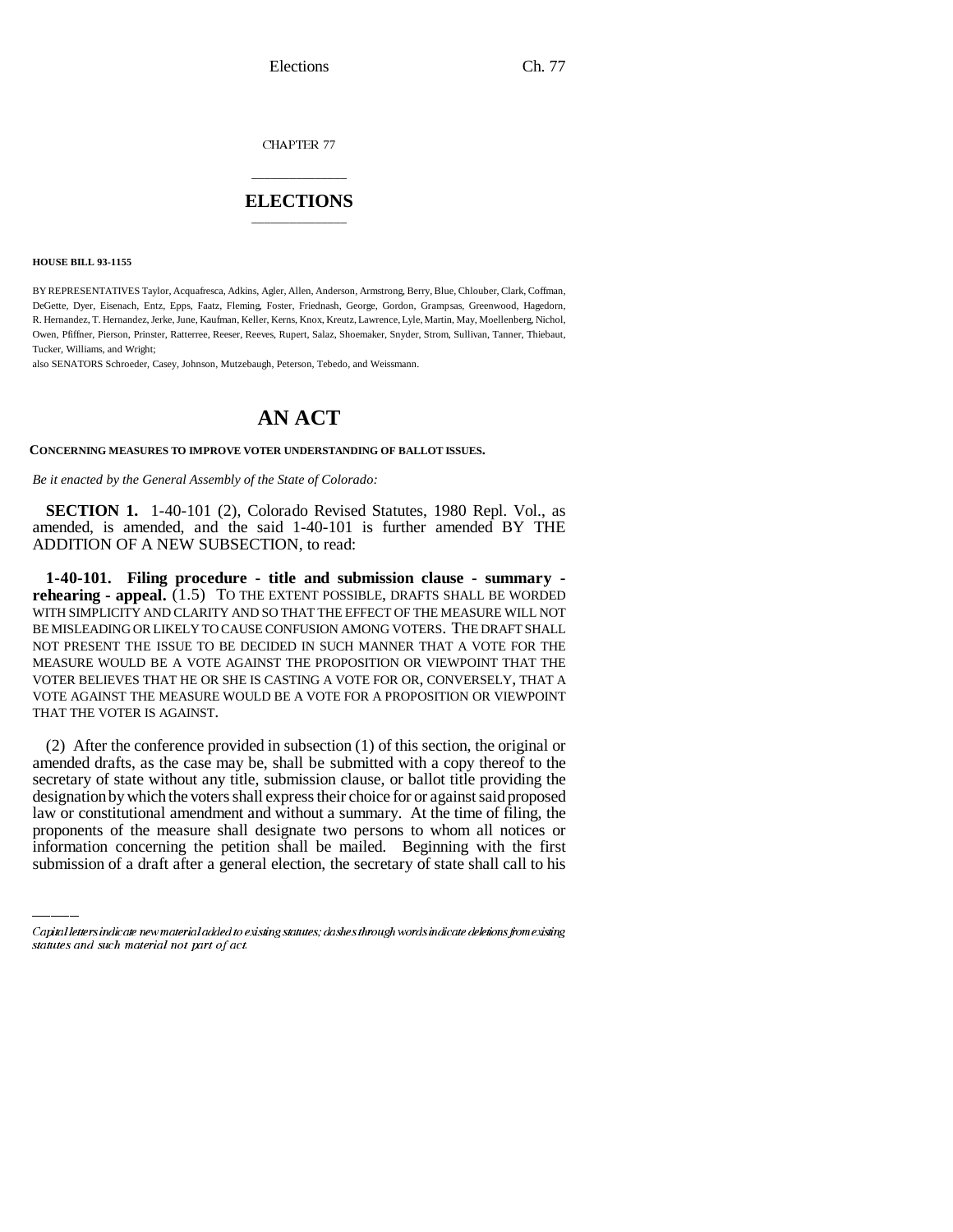CHAPTER 77

# ELECTIONS

**HOUSE BILL 93-1155**

BY REPRESENTATIVES Taylor, Acquafresca, Adkins, Agler, Allen, Anderson, Armstrong, Berry, Blue, Chlouber, Clark, Coffman, DeGette, Dyer, Eisenach, Entz, Epps, Faatz, Fleming, Foster, Friednash, George, Gordon, Grampsas, Greenwood, Hagedorn, R. Hernandez, T. Hernandez, Jerke, June, Kaufman, Keller, Kerns, Knox, Kreutz, Lawrence, Lyle, Martin, May, Moellenberg, Nichol, Owen, Pfiffner, Pierson, Prinster, Ratterree, Reeser, Reeves, Rupert, Salaz, Shoemaker, Snyder, Strom, Sullivan, Tanner, Thiebaut, Tucker, Williams, and Wright;

also SENATORS Schroeder, Casey, Johnson, Mutzebaugh, Peterson, Tebedo, and Weissmann.

# AN ACT

**CONCERNING MEASURES TO IMPROVE VOTER UNDERSTANDING OF BALLOT ISSUES.**

*Be it enacted by the General Assembly of the State of Colorado:*

**SECTION 1.** 1-40-101 (2), Colorado Revised Statutes, 1980 Repl. Vol., as amended, is amended, and the said 1-40-101 is further amended BY THE ADDITION OF A NEW SUBSECTION, to read:

**1-40-101. Filing procedure - title and submission clause - summary - rehearing - appeal.** (1.5) TO THE EXTENT POSSIBLE, DRAFTS SHALL BE WORDED WITH SIMPLICITY AND CLARITY AND SO THAT THE EFFECT OF THE MEASURE WILL NOT BE MISLEADING OR LIKELY TO CAUSE CONFUSION AMONG VOTERS. THE DRAFT SHALL NOT PRESENT THE ISSUE TO BE DECIDED IN SUCH MANNER THAT A VOTE FOR THE MEASURE WOULD BE A VOTE AGAINST THE PROPOSITION OR VIEWPOINT THAT THE VOTER BELIEVES THAT HE OR SHE IS CASTING A VOTE FOR OR, CONVERSELY, THAT A VOTE AGAINST THE MEASURE WOULD BE A VOTE FOR A PROPOSITION OR VIEWPOINT THAT THE VOTER IS AGAINST.

(2) After the conference provided in subsection (1) of this section, the original or amended drafts, as the case may be, shall be submitted with a copy thereof to the secretary of state without any title, submission clause, or ballot title providing the designation by which the voters shall express their choice for or against said proposed law or constitutional amendment and without a summary. At the time of filing, the proponents of the measure shall designate two persons to whom all notices or information concerning the petition shall be mailed. Beginning with the first submission of a draft after a general election, the secretary of state shall call to his

Capital letters indicate new material added to existing statutes; dashes through words indicate deletions from existing statutes and such material not part of act.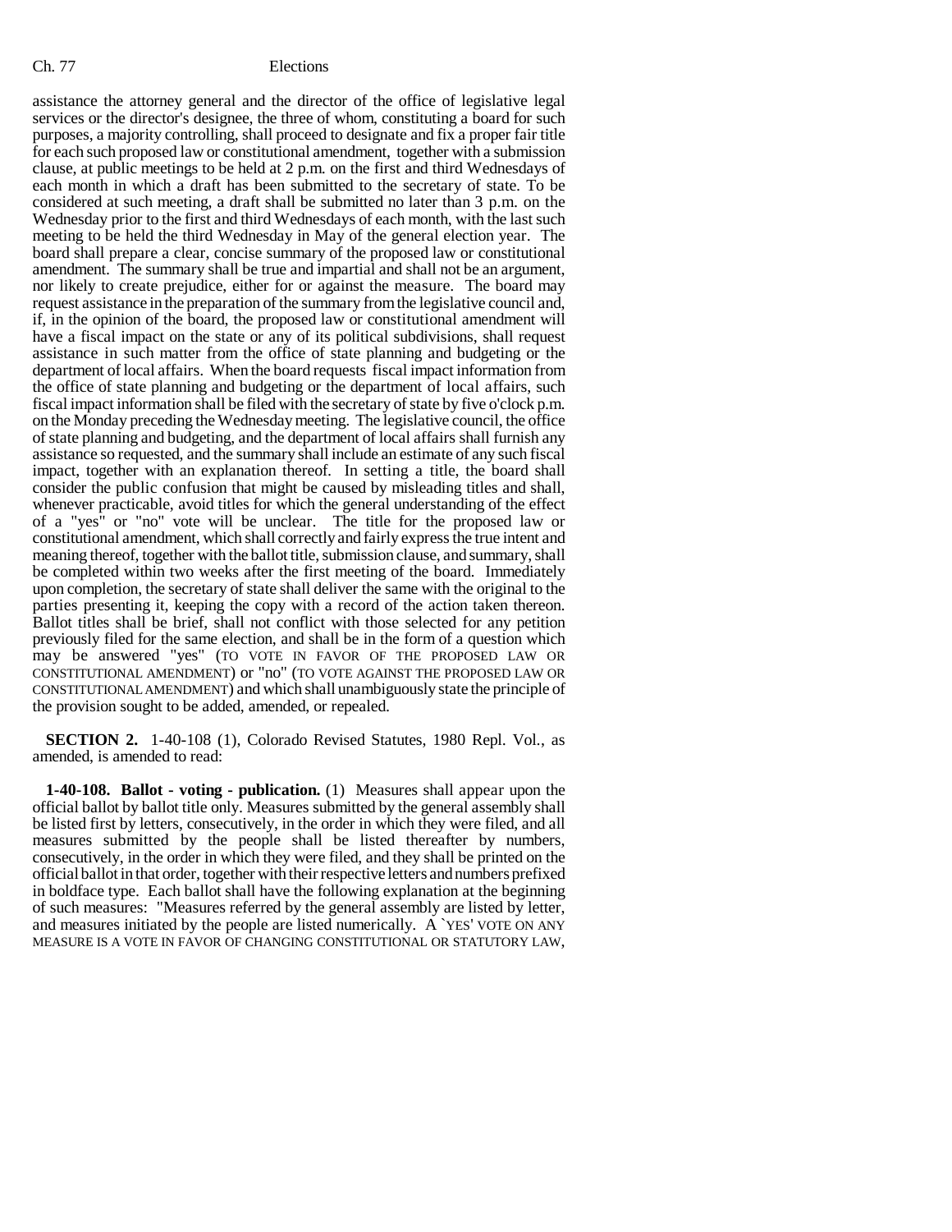assistance the attorney general and the director of the office of legislative legal services or the director's designee, the three of whom, constituting a board for such purposes, a majority controlling, shall proceed to designate and fix a proper fair title for each such proposed law or constitutional amendment, together with a submission clause, at public meetings to be held at 2 p.m. on the first and third Wednesdays of each month in which a draft has been submitted to the secretary of state. To be considered at such meeting, a draft shall be submitted no later than 3 p.m. on the Wednesday prior to the first and third Wednesdays of each month, with the last such meeting to be held the third Wednesday in May of the general election year. The board shall prepare a clear, concise summary of the proposed law or constitutional amendment. The summary shall be true and impartial and shall not be an argument, nor likely to create prejudice, either for or against the measure. The board may request assistance in the preparation of the summary from the legislative council and, if, in the opinion of the board, the proposed law or constitutional amendment will have a fiscal impact on the state or any of its political subdivisions, shall request assistance in such matter from the office of state planning and budgeting or the department of local affairs. When the board requests fiscal impact information from the office of state planning and budgeting or the department of local affairs, such fiscal impact information shall be filed with the secretary of state by five o'clock p.m. on the Monday preceding the Wednesday meeting. The legislative council, the office of state planning and budgeting, and the department of local affairs shall furnish any assistance so requested, and the summary shall include an estimate of any such fiscal impact, together with an explanation thereof. In setting a title, the board shall consider the public confusion that might be caused by misleading titles and shall, whenever practicable, avoid titles for which the general understanding of the effect of a "yes" or "no" vote will be unclear. The title for the proposed law or constitutional amendment, which shall correctly and fairly express the true intent and meaning thereof, together with the ballot title, submission clause, and summary, shall be completed within two weeks after the first meeting of the board. Immediately upon completion, the secretary of state shall deliver the same with the original to the parties presenting it, keeping the copy with a record of the action taken thereon. Ballot titles shall be brief, shall not conflict with those selected for any petition previously filed for the same election, and shall be in the form of a question which may be answered "yes" (TO VOTE IN FAVOR OF THE PROPOSED LAW OR CONSTITUTIONAL AMENDMENT) or "no" (TO VOTE AGAINST THE PROPOSED LAW OR CONSTITUTIONAL AMENDMENT) and which shall unambiguously state the principle of the provision sought to be added, amended, or repealed.

**SECTION 2.** 1-40-108 (1), Colorado Revised Statutes, 1980 Repl. Vol., as amended, is amended to read:

**1-40-108. Ballot - voting - publication.** (1) Measures shall appear upon the official ballot by ballot title only. Measures submitted by the general assembly shall be listed first by letters, consecutively, in the order in which they were filed, and all measures submitted by the people shall be listed thereafter by numbers, consecutively, in the order in which they were filed, and they shall be printed on the official ballot in that order, together with their respective letters and numbers prefixed in boldface type. Each ballot shall have the following explanation at the beginning of such measures: "Measures referred by the general assembly are listed by letter, and measures initiated by the people are listed numerically. A `YES' VOTE ON ANY MEASURE IS A VOTE IN FAVOR OF CHANGING CONSTITUTIONAL OR STATUTORY LAW,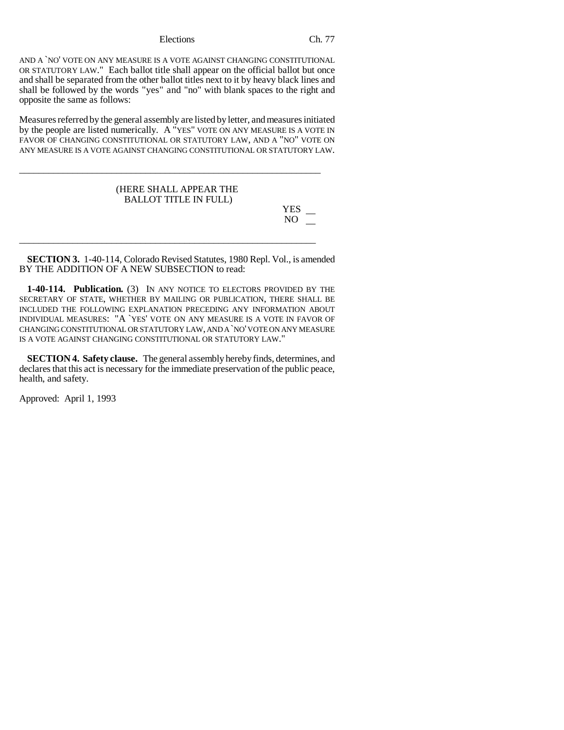AND A `NO' VOTE ON ANY MEASURE IS A VOTE AGAINST CHANGING CONSTITUTIONAL OR STATUTORY LAW." Each ballot title shall appear on the official ballot but once and shall be separated from the other ballot titles next to it by heavy black lines and shall be followed by the words "yes" and "no" with blank spaces to the right and opposite the same as follows:

Measures referred by the general assembly are listed by letter, and measures initiated by the people are listed numerically. A "YES" VOTE ON ANY MEASURE IS A VOTE IN FAVOR OF CHANGING CONSTITUTIONAL OR STATUTORY LAW, AND A "NO" VOTE ON ANY MEASURE IS A VOTE AGAINST CHANGING CONSTITUTIONAL OR STATUTORY LAW.

---

(HERE SHALL APPEAR THE BALLOT TITLE IN FULL)

YES ___
NO ___

---

**SECTION 3.** 1-40-114, Colorado Revised Statutes, 1980 Repl. Vol., is amended BY THE ADDITION OF A NEW SUBSECTION to read:

**1-40-114. Publication.** (3) IN ANY NOTICE TO ELECTORS PROVIDED BY THE SECRETARY OF STATE, WHETHER BY MAILING OR PUBLICATION, THERE SHALL BE INCLUDED THE FOLLOWING EXPLANATION PRECEDING ANY INFORMATION ABOUT INDIVIDUAL MEASURES: "A `YES' VOTE ON ANY MEASURE IS A VOTE IN FAVOR OF CHANGING CONSTITUTIONAL OR STATUTORY LAW, AND A `NO' VOTE ON ANY MEASURE IS A VOTE AGAINST CHANGING CONSTITUTIONAL OR STATUTORY LAW."

**SECTION 4. Safety clause.** The general assembly hereby finds, determines, and declares that this act is necessary for the immediate preservation of the public peace, health, and safety.

Approved: April 1, 1993